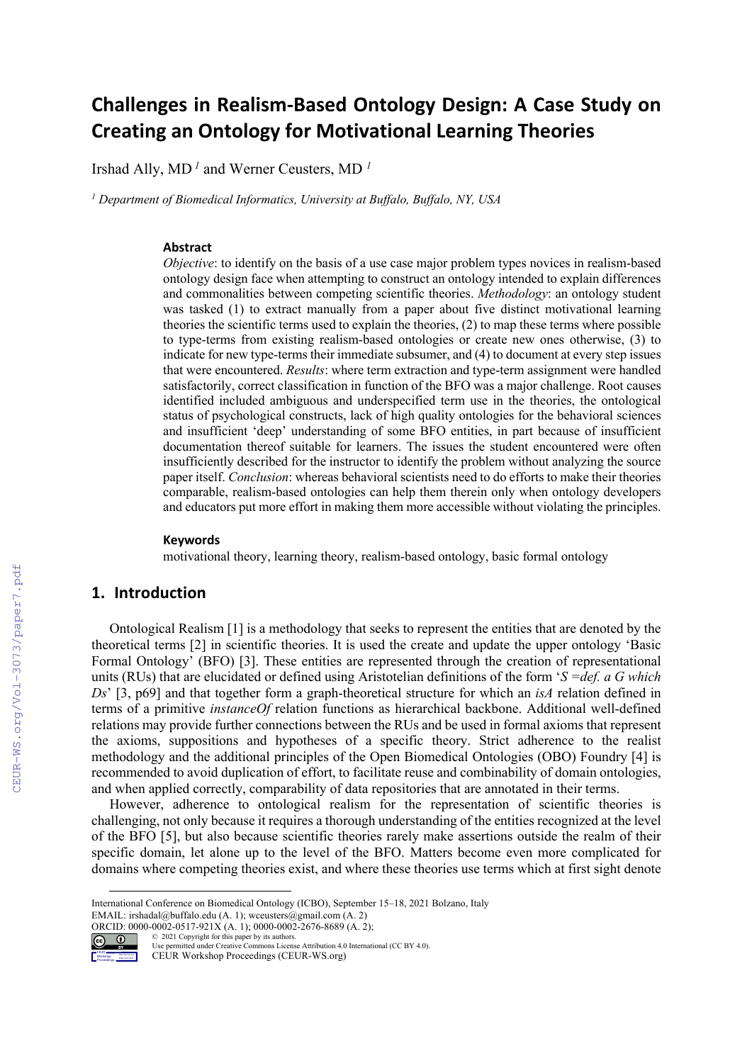# Challenges in Realism-Based Ontology Design: A Case Study on Creating an Ontology for Motivational Learning Theories

Irshad Ally, MD [1] and Werner Ceusters, MD [1]

[1] *Department of Biomedical Informatics, University at Buffalo, Buffalo, NY, USA*

### Abstract

*Objective*: to identify on the basis of a use case major problem types novices in realism-based ontology design face when attempting to construct an ontology intended to explain differences and commonalities between competing scientific theories. *Methodology*: an ontology student was tasked (1) to extract manually from a paper about five distinct motivational learning theories the scientific terms used to explain the theories, (2) to map these terms where possible to type-terms from existing realism-based ontologies or create new ones otherwise, (3) to indicate for new type-terms their immediate subsumer, and (4) to document at every step issues that were encountered. *Results*: where term extraction and type-term assignment were handled satisfactorily, correct classification in function of the BFO was a major challenge. Root causes identified included ambiguous and underspecified term use in the theories, the ontological status of psychological constructs, lack of high quality ontologies for the behavioral sciences and insufficient 'deep' understanding of some BFO entities, in part because of insufficient documentation thereof suitable for learners. The issues the student encountered were often insufficiently described for the instructor to identify the problem without analyzing the source paper itself. *Conclusion*: whereas behavioral scientists need to do efforts to make their theories comparable, realism-based ontologies can help them therein only when ontology developers and educators put more effort in making them more accessible without violating the principles.

### Keywords

motivational theory, learning theory, realism-based ontology, basic formal ontology

## 1. Introduction

Ontological Realism [1] is a methodology that seeks to represent the entities that are denoted by the theoretical terms [2] in scientific theories. It is used the create and update the upper ontology 'Basic Formal Ontology' (BFO) [3]. These entities are represented through the creation of representational units (RUs) that are elucidated or defined using Aristotelian definitions of the form '*S =def. a G which Ds*' [3, p69] and that together form a graph-theoretical structure for which an *isA* relation defined in terms of a primitive *instanceOf* relation functions as hierarchical backbone. Additional well-defined relations may provide further connections between the RUs and be used in formal axioms that represent the axioms, suppositions and hypotheses of a specific theory. Strict adherence to the realist methodology and the additional principles of the Open Biomedical Ontologies (OBO) Foundry [4] is recommended to avoid duplication of effort, to facilitate reuse and combinability of domain ontologies, and when applied correctly, comparability of data repositories that are annotated in their terms.

However, adherence to ontological realism for the representation of scientific theories is challenging, not only because it requires a thorough understanding of the entities recognized at the level of the BFO [5], but also because scientific theories rarely make assertions outside the realm of their specific domain, let alone up to the level of the BFO. Matters become even more complicated for domains where competing theories exist, and where these theories use terms which at first sight denote

---

International Conference on Biomedical Ontology (ICBO), September 15–18, 2021 Bolzano, Italy
EMAIL: irshadal@buffalo.edu (A. 1); wceusters@gmail.com (A. 2)
ORCID: 0000-0002-0517-921X (A. 1); 0000-0002-2676-8689 (A. 2);
© 2021 Copyright for this paper by its authors.
Use permitted under Creative Commons License Attribution 4.0 International (CC BY 4.0).
CEUR Workshop Proceedings (CEUR-WS.org)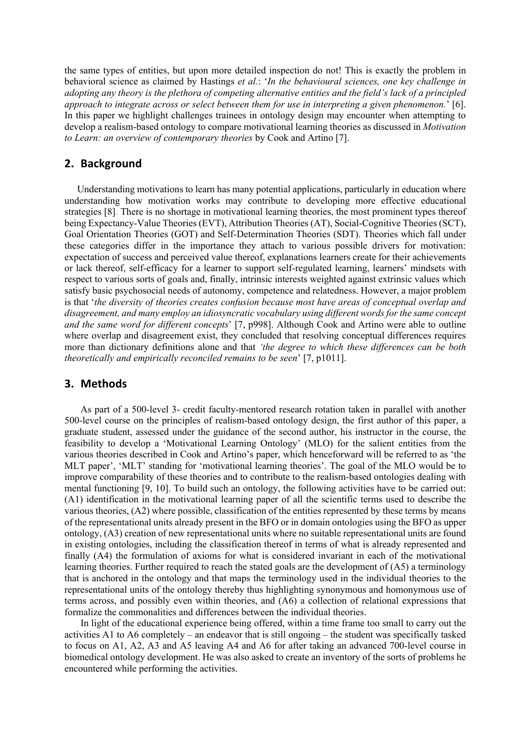the same types of entities, but upon more detailed inspection do not! This is exactly the problem in behavioral science as claimed by Hastings *et al.*: '*In the behavioural sciences, one key challenge in adopting any theory is the plethora of competing alternative entities and the field's lack of a principled approach to integrate across or select between them for use in interpreting a given phenomenon.*' [6]. In this paper we highlight challenges trainees in ontology design may encounter when attempting to develop a realism-based ontology to compare motivational learning theories as discussed in *Motivation to Learn: an overview of contemporary theories* by Cook and Artino [7].

## 2. Background

Understanding motivations to learn has many potential applications, particularly in education where understanding how motivation works may contribute to developing more effective educational strategies [8]. There is no shortage in motivational learning theories, the most prominent types thereof being Expectancy-Value Theories (EVT), Attribution Theories (AT), Social-Cognitive Theories (SCT), Goal Orientation Theories (GOT) and Self-Determination Theories (SDT). Theories which fall under these categories differ in the importance they attach to various possible drivers for motivation: expectation of success and perceived value thereof, explanations learners create for their achievements or lack thereof, self-efficacy for a learner to support self-regulated learning, learners' mindsets with respect to various sorts of goals and, finally, intrinsic interests weighted against extrinsic values which satisfy basic psychosocial needs of autonomy, competence and relatedness. However, a major problem is that '*the diversity of theories creates confusion because most have areas of conceptual overlap and disagreement, and many employ an idiosyncratic vocabulary using different words for the same concept and the same word for different concepts*' [7, p998]. Although Cook and Artino were able to outline where overlap and disagreement exist, they concluded that resolving conceptual differences requires more than dictionary definitions alone and that *'the degree to which these differences can be both theoretically and empirically reconciled remains to be seen*' [7, p1011].

## 3. Methods

As part of a 500-level 3- credit faculty-mentored research rotation taken in parallel with another 500-level course on the principles of realism-based ontology design, the first author of this paper, a graduate student, assessed under the guidance of the second author, his instructor in the course, the feasibility to develop a 'Motivational Learning Ontology' (MLO) for the salient entities from the various theories described in Cook and Artino's paper, which henceforward will be referred to as 'the MLT paper', 'MLT' standing for 'motivational learning theories'. The goal of the MLO would be to improve comparability of these theories and to contribute to the realism-based ontologies dealing with mental functioning [9, 10]. To build such an ontology, the following activities have to be carried out: (A1) identification in the motivational learning paper of all the scientific terms used to describe the various theories, (A2) where possible, classification of the entities represented by these terms by means of the representational units already present in the BFO or in domain ontologies using the BFO as upper ontology, (A3) creation of new representational units where no suitable representational units are found in existing ontologies, including the classification thereof in terms of what is already represented and finally (A4) the formulation of axioms for what is considered invariant in each of the motivational learning theories. Further required to reach the stated goals are the development of (A5) a terminology that is anchored in the ontology and that maps the terminology used in the individual theories to the representational units of the ontology thereby thus highlighting synonymous and homonymous use of terms across, and possibly even within theories, and (A6) a collection of relational expressions that formalize the commonalities and differences between the individual theories.

In light of the educational experience being offered, within a time frame too small to carry out the activities A1 to A6 completely – an endeavor that is still ongoing – the student was specifically tasked to focus on A1, A2, A3 and A5 leaving A4 and A6 for after taking an advanced 700-level course in biomedical ontology development. He was also asked to create an inventory of the sorts of problems he encountered while performing the activities.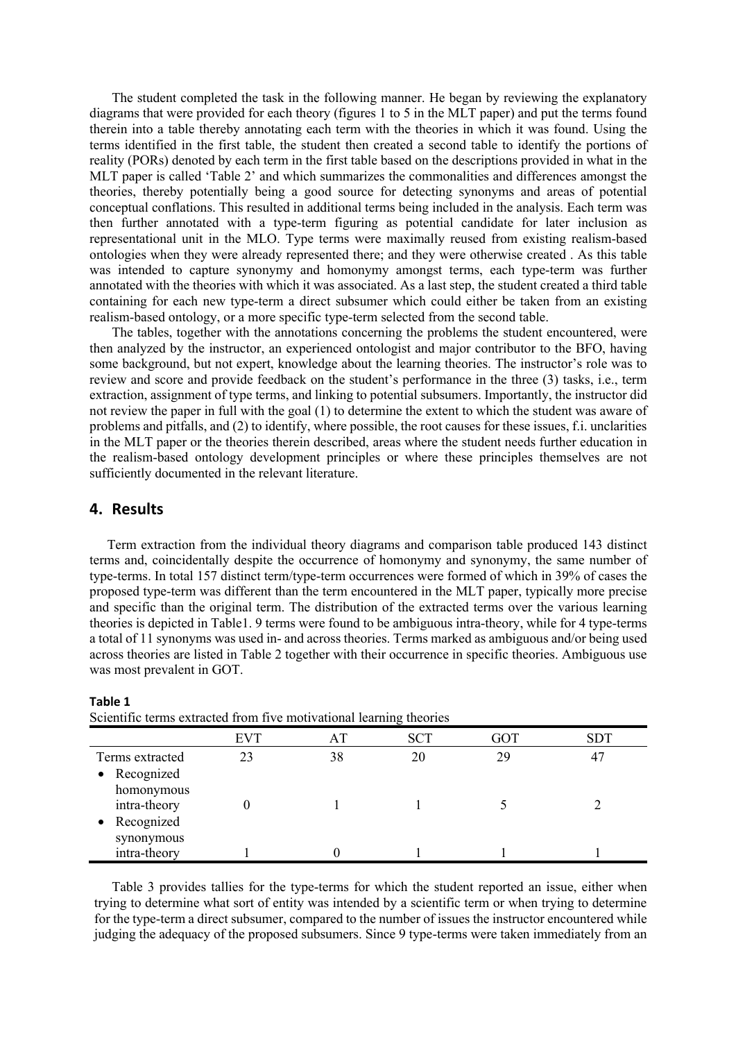The student completed the task in the following manner. He began by reviewing the explanatory diagrams that were provided for each theory (figures 1 to 5 in the MLT paper) and put the terms found therein into a table thereby annotating each term with the theories in which it was found. Using the terms identified in the first table, the student then created a second table to identify the portions of reality (PORs) denoted by each term in the first table based on the descriptions provided in what in the MLT paper is called 'Table 2' and which summarizes the commonalities and differences amongst the theories, thereby potentially being a good source for detecting synonyms and areas of potential conceptual conflations. This resulted in additional terms being included in the analysis. Each term was then further annotated with a type-term figuring as potential candidate for later inclusion as representational unit in the MLO. Type terms were maximally reused from existing realism-based ontologies when they were already represented there; and they were otherwise created . As this table was intended to capture synonymy and homonymy amongst terms, each type-term was further annotated with the theories with which it was associated. As a last step, the student created a third table containing for each new type-term a direct subsumer which could either be taken from an existing realism-based ontology, or a more specific type-term selected from the second table.

The tables, together with the annotations concerning the problems the student encountered, were then analyzed by the instructor, an experienced ontologist and major contributor to the BFO, having some background, but not expert, knowledge about the learning theories. The instructor's role was to review and score and provide feedback on the student's performance in the three (3) tasks, i.e., term extraction, assignment of type terms, and linking to potential subsumers. Importantly, the instructor did not review the paper in full with the goal (1) to determine the extent to which the student was aware of problems and pitfalls, and (2) to identify, where possible, the root causes for these issues, f.i. unclarities in the MLT paper or the theories therein described, areas where the student needs further education in the realism-based ontology development principles or where these principles themselves are not sufficiently documented in the relevant literature.

## 4. Results

Term extraction from the individual theory diagrams and comparison table produced 143 distinct terms and, coincidentally despite the occurrence of homonymy and synonymy, the same number of type-terms. In total 157 distinct term/type-term occurrences were formed of which in 39% of cases the proposed type-term was different than the term encountered in the MLT paper, typically more precise and specific than the original term. The distribution of the extracted terms over the various learning theories is depicted in Table1. 9 terms were found to be ambiguous intra-theory, while for 4 type-terms a total of 11 synonyms was used in- and across theories. Terms marked as ambiguous and/or being used across theories are listed in Table 2 together with their occurrence in specific theories. Ambiguous use was most prevalent in GOT.

**Table 1**
Scientific terms extracted from five motivational learning theories

| | EVT | AT | SCT | GOT | SDT |
|---|---|---|---|---|---|
| Terms extracted | 23 | 38 | 20 | 29 | 47 |
| • Recognized homonymous intra-theory | 0 | 1 | 1 | 5 | 2 |
| • Recognized synonymous intra-theory | 1 | 0 | 1 | 1 | 1 |

Table 3 provides tallies for the type-terms for which the student reported an issue, either when trying to determine what sort of entity was intended by a scientific term or when trying to determine for the type-term a direct subsumer, compared to the number of issues the instructor encountered while judging the adequacy of the proposed subsumers. Since 9 type-terms were taken immediately from an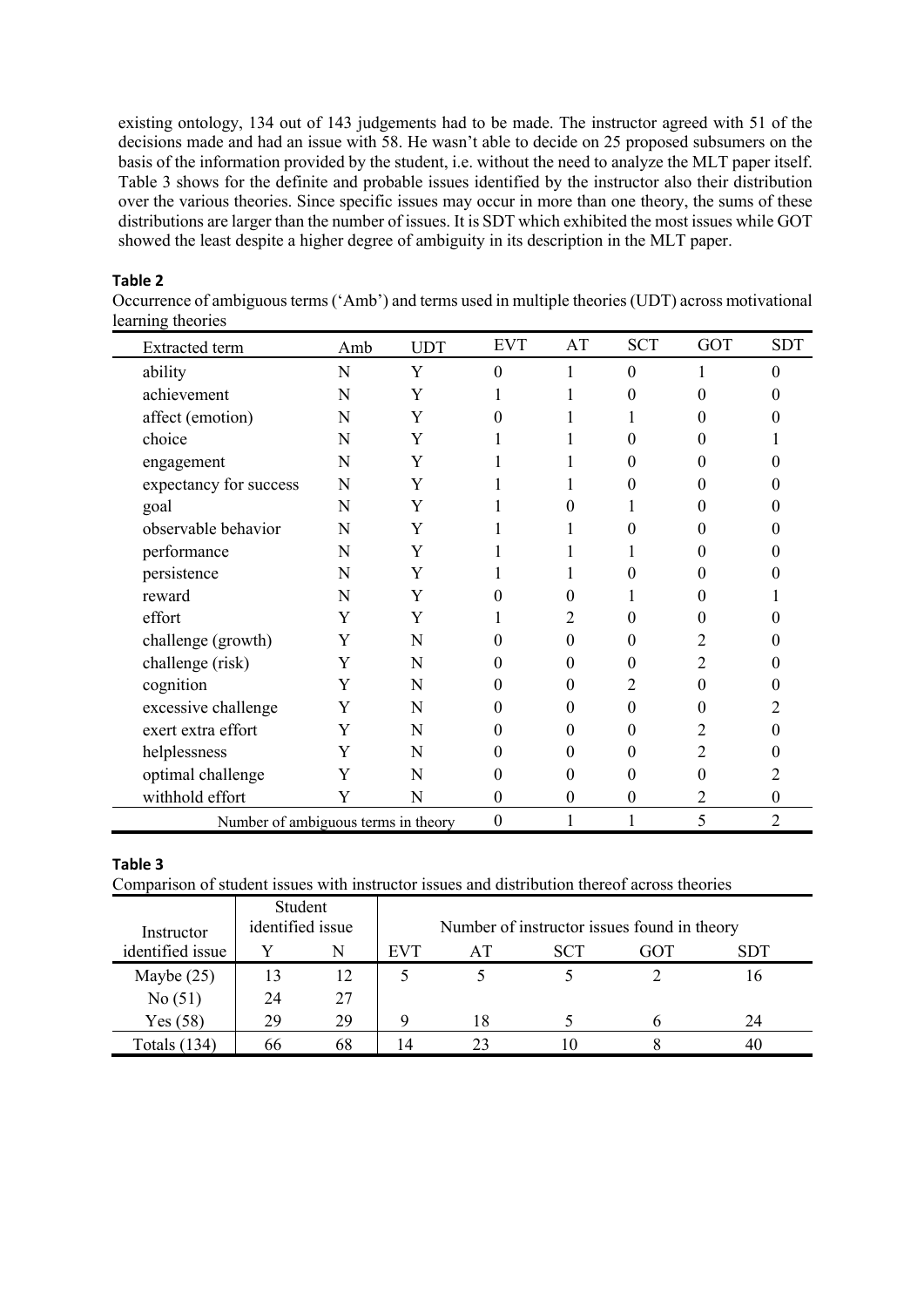existing ontology, 134 out of 143 judgements had to be made. The instructor agreed with 51 of the decisions made and had an issue with 58. He wasn't able to decide on 25 proposed subsumers on the basis of the information provided by the student, i.e. without the need to analyze the MLT paper itself. Table 3 shows for the definite and probable issues identified by the instructor also their distribution over the various theories. Since specific issues may occur in more than one theory, the sums of these distributions are larger than the number of issues. It is SDT which exhibited the most issues while GOT showed the least despite a higher degree of ambiguity in its description in the MLT paper.

**Table 2**

Occurrence of ambiguous terms ('Amb') and terms used in multiple theories (UDT) across motivational learning theories

| Extracted term | Amb | UDT | EVT | AT | SCT | GOT | SDT |
|---|---|---|---|---|---|---|---|
| ability | N | Y | 0 | 1 | 0 | 1 | 0 |
| achievement | N | Y | 1 | 1 | 0 | 0 | 0 |
| affect (emotion) | N | Y | 0 | 1 | 1 | 0 | 0 |
| choice | N | Y | 1 | 1 | 0 | 0 | 1 |
| engagement | N | Y | 1 | 1 | 0 | 0 | 0 |
| expectancy for success | N | Y | 1 | 1 | 0 | 0 | 0 |
| goal | N | Y | 1 | 0 | 1 | 0 | 0 |
| observable behavior | N | Y | 1 | 1 | 0 | 0 | 0 |
| performance | N | Y | 1 | 1 | 1 | 0 | 0 |
| persistence | N | Y | 1 | 1 | 0 | 0 | 0 |
| reward | N | Y | 0 | 0 | 1 | 0 | 1 |
| effort | Y | Y | 1 | 2 | 0 | 0 | 0 |
| challenge (growth) | Y | N | 0 | 0 | 0 | 2 | 0 |
| challenge (risk) | Y | N | 0 | 0 | 0 | 2 | 0 |
| cognition | Y | N | 0 | 0 | 2 | 0 | 0 |
| excessive challenge | Y | N | 0 | 0 | 0 | 0 | 2 |
| exert extra effort | Y | N | 0 | 0 | 0 | 2 | 0 |
| helplessness | Y | N | 0 | 0 | 0 | 2 | 0 |
| optimal challenge | Y | N | 0 | 0 | 0 | 0 | 2 |
| withhold effort | Y | N | 0 | 0 | 0 | 2 | 0 |
| Number of ambiguous terms in theory | | | 0 | 1 | 1 | 5 | 2 |

**Table 3**

Comparison of student issues with instructor issues and distribution thereof across theories

| Instructor identified issue | Student identified issue | | Number of instructor issues found in theory | | | | |
|---|---|---|---|---|---|---|---|
| | Y | N | EVT | AT | SCT | GOT | SDT |
| Maybe (25) | 13 | 12 | 5 | 5 | 5 | 2 | 16 |
| No (51) | 24 | 27 | | | | | |
| Yes (58) | 29 | 29 | 9 | 18 | 5 | 6 | 24 |
| Totals (134) | 66 | 68 | 14 | 23 | 10 | 8 | 40 |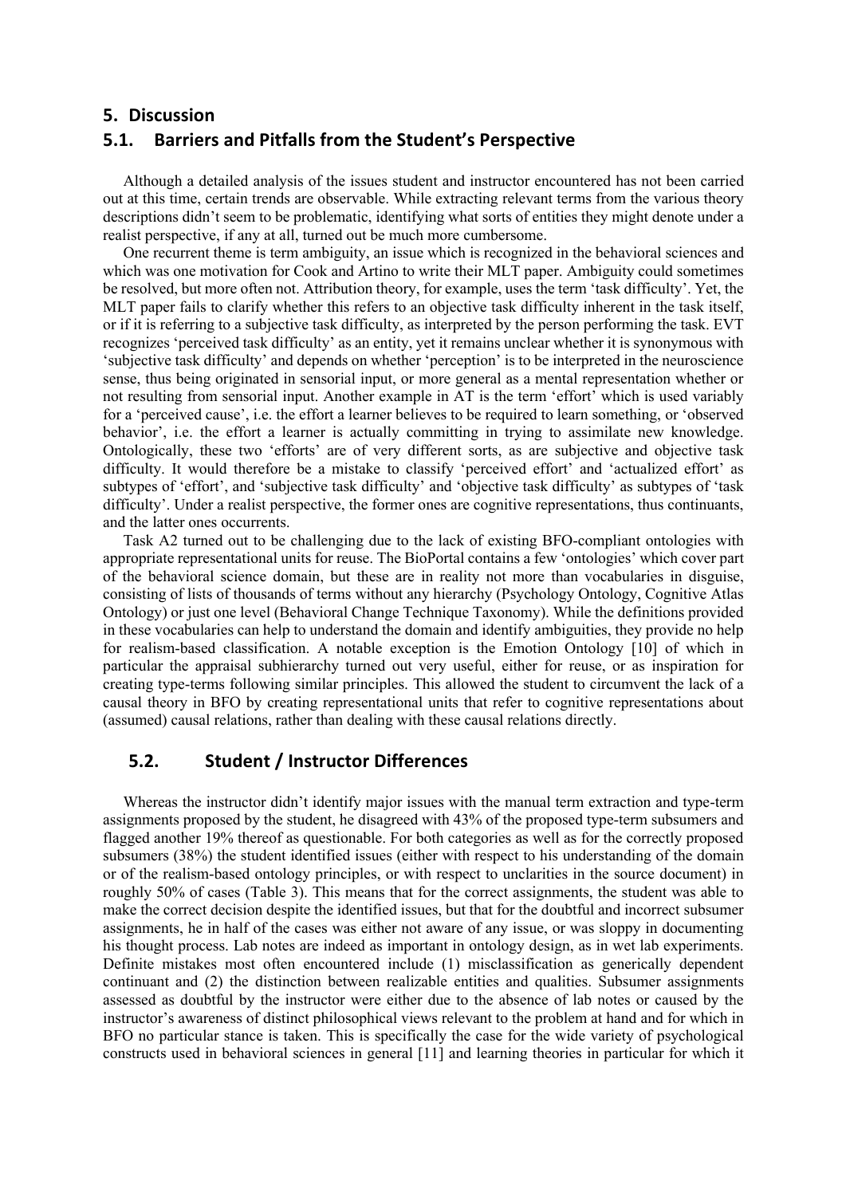## 5. Discussion

### 5.1. Barriers and Pitfalls from the Student's Perspective

Although a detailed analysis of the issues student and instructor encountered has not been carried out at this time, certain trends are observable. While extracting relevant terms from the various theory descriptions didn't seem to be problematic, identifying what sorts of entities they might denote under a realist perspective, if any at all, turned out be much more cumbersome.

One recurrent theme is term ambiguity, an issue which is recognized in the behavioral sciences and which was one motivation for Cook and Artino to write their MLT paper. Ambiguity could sometimes be resolved, but more often not. Attribution theory, for example, uses the term 'task difficulty'. Yet, the MLT paper fails to clarify whether this refers to an objective task difficulty inherent in the task itself, or if it is referring to a subjective task difficulty, as interpreted by the person performing the task. EVT recognizes 'perceived task difficulty' as an entity, yet it remains unclear whether it is synonymous with 'subjective task difficulty' and depends on whether 'perception' is to be interpreted in the neuroscience sense, thus being originated in sensorial input, or more general as a mental representation whether or not resulting from sensorial input. Another example in AT is the term 'effort' which is used variably for a 'perceived cause', i.e. the effort a learner believes to be required to learn something, or 'observed behavior', i.e. the effort a learner is actually committing in trying to assimilate new knowledge. Ontologically, these two 'efforts' are of very different sorts, as are subjective and objective task difficulty. It would therefore be a mistake to classify 'perceived effort' and 'actualized effort' as subtypes of 'effort', and 'subjective task difficulty' and 'objective task difficulty' as subtypes of 'task difficulty'. Under a realist perspective, the former ones are cognitive representations, thus continuants, and the latter ones occurrents.

Task A2 turned out to be challenging due to the lack of existing BFO-compliant ontologies with appropriate representational units for reuse. The BioPortal contains a few 'ontologies' which cover part of the behavioral science domain, but these are in reality not more than vocabularies in disguise, consisting of lists of thousands of terms without any hierarchy (Psychology Ontology, Cognitive Atlas Ontology) or just one level (Behavioral Change Technique Taxonomy). While the definitions provided in these vocabularies can help to understand the domain and identify ambiguities, they provide no help for realism-based classification. A notable exception is the Emotion Ontology [10] of which in particular the appraisal subhierarchy turned out very useful, either for reuse, or as inspiration for creating type-terms following similar principles. This allowed the student to circumvent the lack of a causal theory in BFO by creating representational units that refer to cognitive representations about (assumed) causal relations, rather than dealing with these causal relations directly.

### 5.2. Student / Instructor Differences

Whereas the instructor didn't identify major issues with the manual term extraction and type-term assignments proposed by the student, he disagreed with 43% of the proposed type-term subsumers and flagged another 19% thereof as questionable. For both categories as well as for the correctly proposed subsumers (38%) the student identified issues (either with respect to his understanding of the domain or of the realism-based ontology principles, or with respect to unclarities in the source document) in roughly 50% of cases (Table 3). This means that for the correct assignments, the student was able to make the correct decision despite the identified issues, but that for the doubtful and incorrect subsumer assignments, he in half of the cases was either not aware of any issue, or was sloppy in documenting his thought process. Lab notes are indeed as important in ontology design, as in wet lab experiments. Definite mistakes most often encountered include (1) misclassification as generically dependent continuant and (2) the distinction between realizable entities and qualities. Subsumer assignments assessed as doubtful by the instructor were either due to the absence of lab notes or caused by the instructor's awareness of distinct philosophical views relevant to the problem at hand and for which in BFO no particular stance is taken. This is specifically the case for the wide variety of psychological constructs used in behavioral sciences in general [11] and learning theories in particular for which it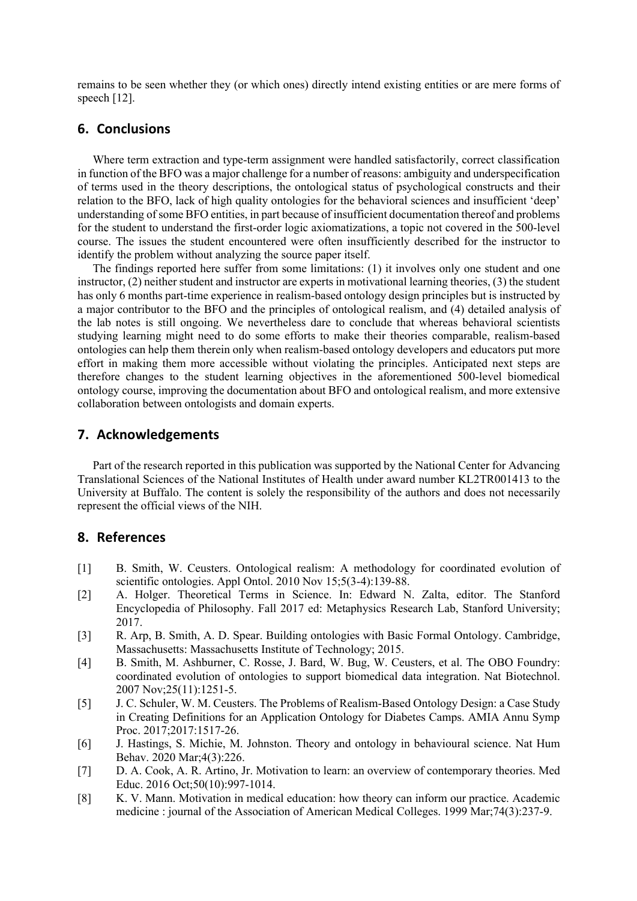remains to be seen whether they (or which ones) directly intend existing entities or are mere forms of speech [12].

## 6. Conclusions

Where term extraction and type-term assignment were handled satisfactorily, correct classification in function of the BFO was a major challenge for a number of reasons: ambiguity and underspecification of terms used in the theory descriptions, the ontological status of psychological constructs and their relation to the BFO, lack of high quality ontologies for the behavioral sciences and insufficient 'deep' understanding of some BFO entities, in part because of insufficient documentation thereof and problems for the student to understand the first-order logic axiomatizations, a topic not covered in the 500-level course. The issues the student encountered were often insufficiently described for the instructor to identify the problem without analyzing the source paper itself.

The findings reported here suffer from some limitations: (1) it involves only one student and one instructor, (2) neither student and instructor are experts in motivational learning theories, (3) the student has only 6 months part-time experience in realism-based ontology design principles but is instructed by a major contributor to the BFO and the principles of ontological realism, and (4) detailed analysis of the lab notes is still ongoing. We nevertheless dare to conclude that whereas behavioral scientists studying learning might need to do some efforts to make their theories comparable, realism-based ontologies can help them therein only when realism-based ontology developers and educators put more effort in making them more accessible without violating the principles. Anticipated next steps are therefore changes to the student learning objectives in the aforementioned 500-level biomedical ontology course, improving the documentation about BFO and ontological realism, and more extensive collaboration between ontologists and domain experts.

## 7. Acknowledgements

Part of the research reported in this publication was supported by the National Center for Advancing Translational Sciences of the National Institutes of Health under award number KL2TR001413 to the University at Buffalo. The content is solely the responsibility of the authors and does not necessarily represent the official views of the NIH.

## 8. References

[1] B. Smith, W. Ceusters. Ontological realism: A methodology for coordinated evolution of scientific ontologies. Appl Ontol. 2010 Nov 15;5(3-4):139-88.

[2] A. Holger. Theoretical Terms in Science. In: Edward N. Zalta, editor. The Stanford Encyclopedia of Philosophy. Fall 2017 ed: Metaphysics Research Lab, Stanford University; 2017.

[3] R. Arp, B. Smith, A. D. Spear. Building ontologies with Basic Formal Ontology. Cambridge, Massachusetts: Massachusetts Institute of Technology; 2015.

[4] B. Smith, M. Ashburner, C. Rosse, J. Bard, W. Bug, W. Ceusters, et al. The OBO Foundry: coordinated evolution of ontologies to support biomedical data integration. Nat Biotechnol. 2007 Nov;25(11):1251-5.

[5] J. C. Schuler, W. M. Ceusters. The Problems of Realism-Based Ontology Design: a Case Study in Creating Definitions for an Application Ontology for Diabetes Camps. AMIA Annu Symp Proc. 2017;2017:1517-26.

[6] J. Hastings, S. Michie, M. Johnston. Theory and ontology in behavioural science. Nat Hum Behav. 2020 Mar;4(3):226.

[7] D. A. Cook, A. R. Artino, Jr. Motivation to learn: an overview of contemporary theories. Med Educ. 2016 Oct;50(10):997-1014.

[8] K. V. Mann. Motivation in medical education: how theory can inform our practice. Academic medicine : journal of the Association of American Medical Colleges. 1999 Mar;74(3):237-9.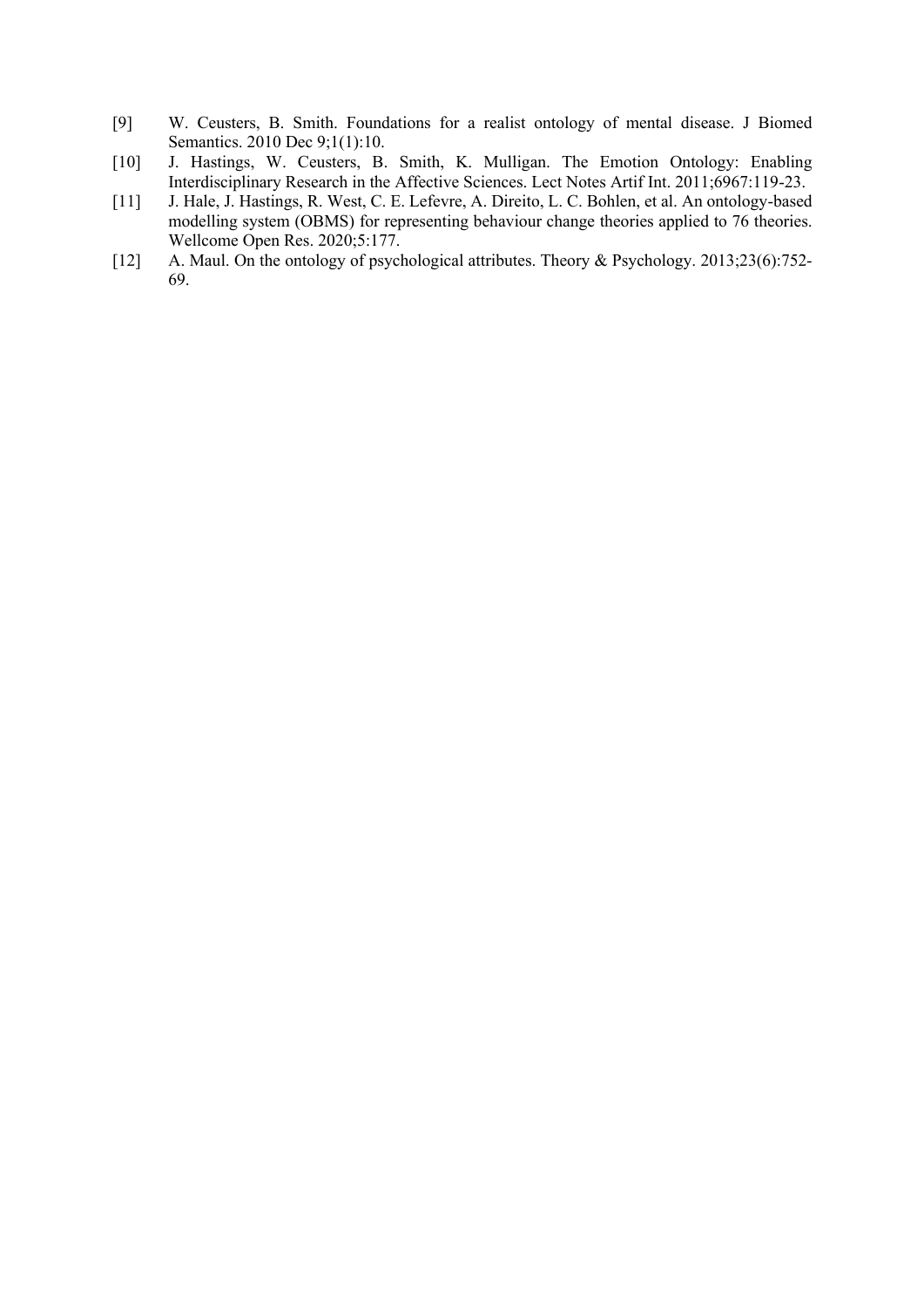[9] W. Ceusters, B. Smith. Foundations for a realist ontology of mental disease. J Biomed Semantics. 2010 Dec 9;1(1):10.

[10] J. Hastings, W. Ceusters, B. Smith, K. Mulligan. The Emotion Ontology: Enabling Interdisciplinary Research in the Affective Sciences. Lect Notes Artif Int. 2011;6967:119-23.

[11] J. Hale, J. Hastings, R. West, C. E. Lefevre, A. Direito, L. C. Bohlen, et al. An ontology-based modelling system (OBMS) for representing behaviour change theories applied to 76 theories. Wellcome Open Res. 2020;5:177.

[12] A. Maul. On the ontology of psychological attributes. Theory & Psychology. 2013;23(6):752-69.